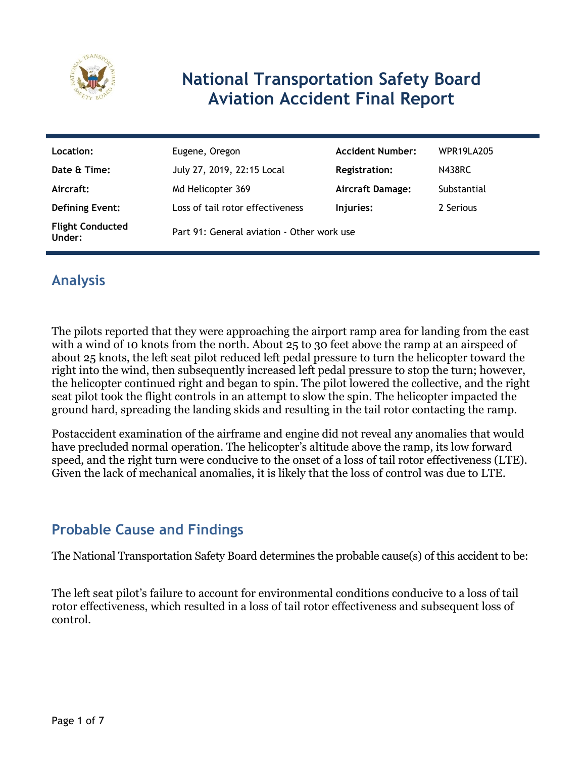# National Transportation Safety Board Aviation Accident Final Report

| Location: | Eugene, Oregon | Accident Number: | WPR19LA205 |
|---|---|---|---|
| Date & Time: | July 27, 2019, 22:15 Local | Registration: | N438RC |
| Aircraft: | Md Helicopter 369 | Aircraft Damage: | Substantial |
| Defining Event: | Loss of tail rotor effectiveness | Injuries: | 2 Serious |
| Flight Conducted Under: | Part 91: General aviation - Other work use | | |

## Analysis

The pilots reported that they were approaching the airport ramp area for landing from the east with a wind of 10 knots from the north. About 25 to 30 feet above the ramp at an airspeed of about 25 knots, the left seat pilot reduced left pedal pressure to turn the helicopter toward the right into the wind, then subsequently increased left pedal pressure to stop the turn; however, the helicopter continued right and began to spin. The pilot lowered the collective, and the right seat pilot took the flight controls in an attempt to slow the spin. The helicopter impacted the ground hard, spreading the landing skids and resulting in the tail rotor contacting the ramp.

Postaccident examination of the airframe and engine did not reveal any anomalies that would have precluded normal operation. The helicopter's altitude above the ramp, its low forward speed, and the right turn were conducive to the onset of a loss of tail rotor effectiveness (LTE). Given the lack of mechanical anomalies, it is likely that the loss of control was due to LTE.

## Probable Cause and Findings

The National Transportation Safety Board determines the probable cause(s) of this accident to be:

The left seat pilot's failure to account for environmental conditions conducive to a loss of tail rotor effectiveness, which resulted in a loss of tail rotor effectiveness and subsequent loss of control.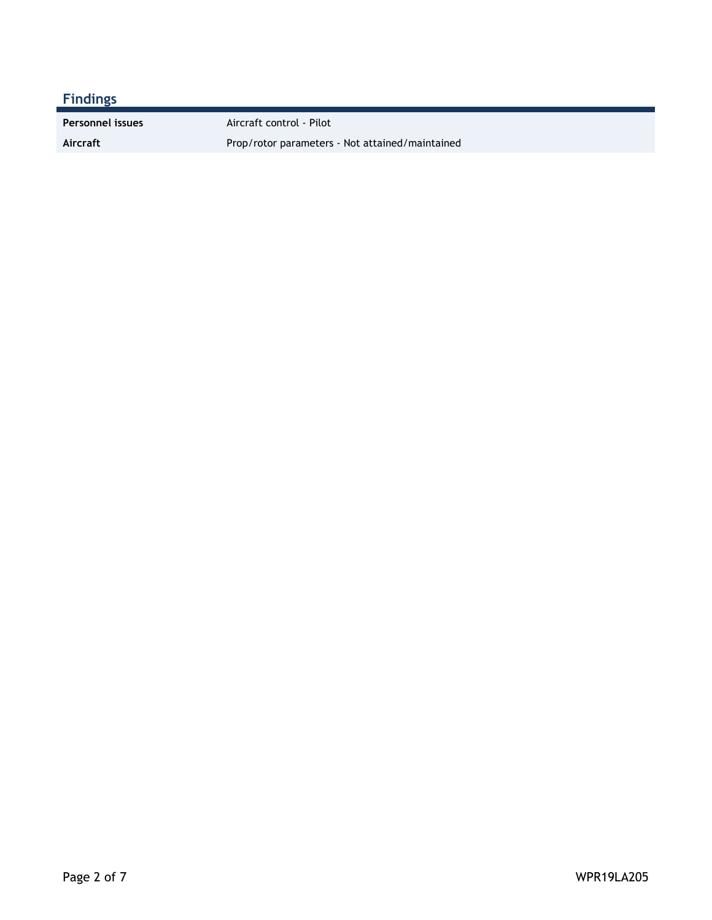## Findings

| | |
|---|---|
| **Personnel issues** | Aircraft control - Pilot |
| **Aircraft** | Prop/rotor parameters - Not attained/maintained |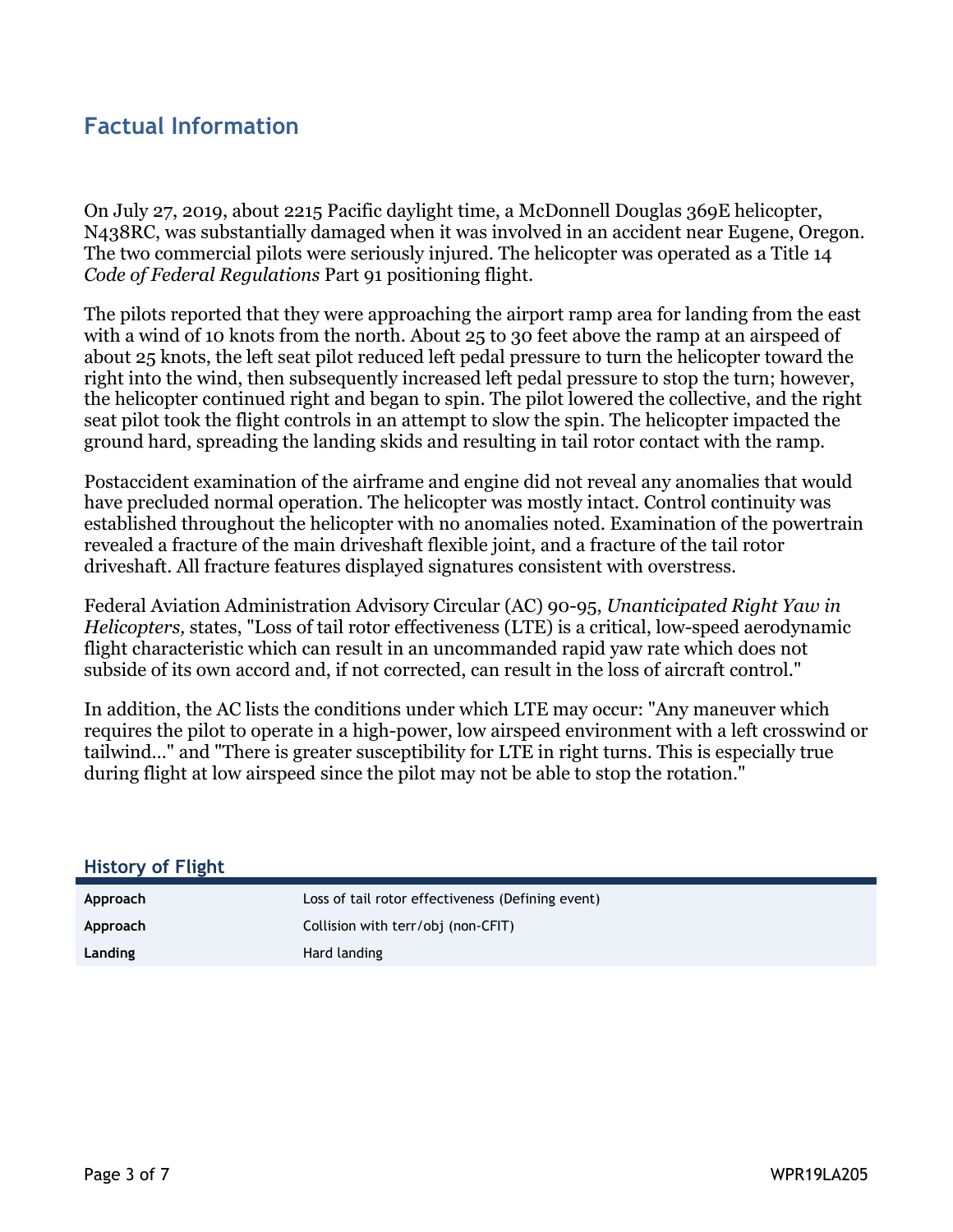## Factual Information

On July 27, 2019, about 2215 Pacific daylight time, a McDonnell Douglas 369E helicopter, N438RC, was substantially damaged when it was involved in an accident near Eugene, Oregon. The two commercial pilots were seriously injured. The helicopter was operated as a Title 14 *Code of Federal Regulations* Part 91 positioning flight.

The pilots reported that they were approaching the airport ramp area for landing from the east with a wind of 10 knots from the north. About 25 to 30 feet above the ramp at an airspeed of about 25 knots, the left seat pilot reduced left pedal pressure to turn the helicopter toward the right into the wind, then subsequently increased left pedal pressure to stop the turn; however, the helicopter continued right and began to spin. The pilot lowered the collective, and the right seat pilot took the flight controls in an attempt to slow the spin. The helicopter impacted the ground hard, spreading the landing skids and resulting in tail rotor contact with the ramp.

Postaccident examination of the airframe and engine did not reveal any anomalies that would have precluded normal operation. The helicopter was mostly intact. Control continuity was established throughout the helicopter with no anomalies noted. Examination of the powertrain revealed a fracture of the main driveshaft flexible joint, and a fracture of the tail rotor driveshaft. All fracture features displayed signatures consistent with overstress.

Federal Aviation Administration Advisory Circular (AC) 90-95, *Unanticipated Right Yaw in Helicopters,* states, "Loss of tail rotor effectiveness (LTE) is a critical, low-speed aerodynamic flight characteristic which can result in an uncommanded rapid yaw rate which does not subside of its own accord and, if not corrected, can result in the loss of aircraft control."

In addition, the AC lists the conditions under which LTE may occur: "Any maneuver which requires the pilot to operate in a high-power, low airspeed environment with a left crosswind or tailwind…" and "There is greater susceptibility for LTE in right turns. This is especially true during flight at low airspeed since the pilot may not be able to stop the rotation."

### History of Flight

| | |
|---|---|
| **Approach** | Loss of tail rotor effectiveness (Defining event) |
| **Approach** | Collision with terr/obj (non-CFIT) |
| **Landing** | Hard landing |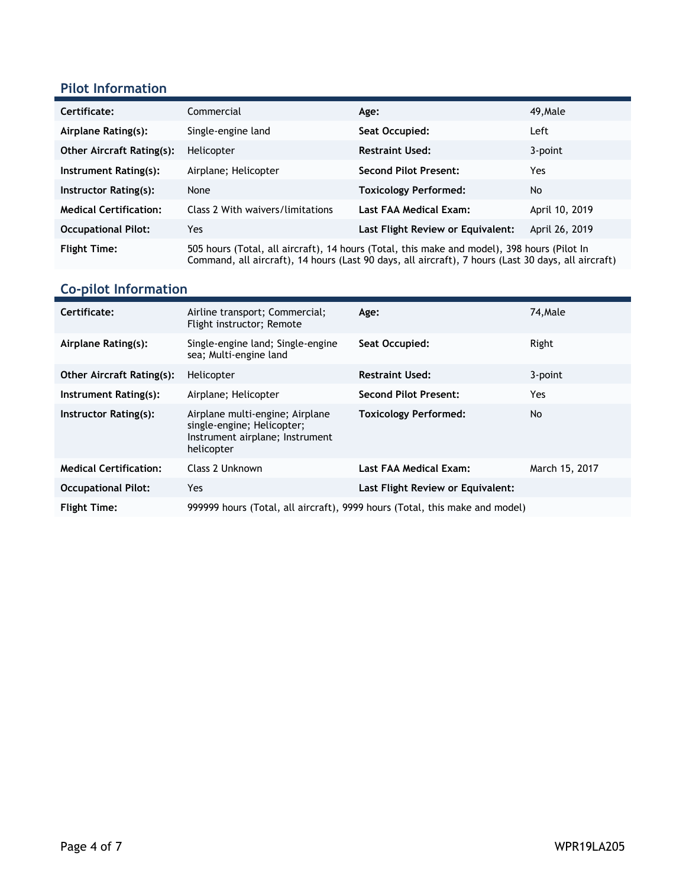## Pilot Information

| | | | |
|---|---|---|---|
| **Certificate:** | Commercial | **Age:** | 49,Male |
| **Airplane Rating(s):** | Single-engine land | **Seat Occupied:** | Left |
| **Other Aircraft Rating(s):** | Helicopter | **Restraint Used:** | 3-point |
| **Instrument Rating(s):** | Airplane; Helicopter | **Second Pilot Present:** | Yes |
| **Instructor Rating(s):** | None | **Toxicology Performed:** | No |
| **Medical Certification:** | Class 2 With waivers/limitations | **Last FAA Medical Exam:** | April 10, 2019 |
| **Occupational Pilot:** | Yes | **Last Flight Review or Equivalent:** | April 26, 2019 |
| **Flight Time:** | 505 hours (Total, all aircraft), 14 hours (Total, this make and model), 398 hours (Pilot In Command, all aircraft), 14 hours (Last 90 days, all aircraft), 7 hours (Last 30 days, all aircraft) | | |

## Co-pilot Information

| | | | |
|---|---|---|---|
| **Certificate:** | Airline transport; Commercial; Flight instructor; Remote | **Age:** | 74,Male |
| **Airplane Rating(s):** | Single-engine land; Single-engine sea; Multi-engine land | **Seat Occupied:** | Right |
| **Other Aircraft Rating(s):** | Helicopter | **Restraint Used:** | 3-point |
| **Instrument Rating(s):** | Airplane; Helicopter | **Second Pilot Present:** | Yes |
| **Instructor Rating(s):** | Airplane multi-engine; Airplane single-engine; Helicopter; Instrument airplane; Instrument helicopter | **Toxicology Performed:** | No |
| **Medical Certification:** | Class 2 Unknown | **Last FAA Medical Exam:** | March 15, 2017 |
| **Occupational Pilot:** | Yes | **Last Flight Review or Equivalent:** | |
| **Flight Time:** | 999999 hours (Total, all aircraft), 9999 hours (Total, this make and model) | | |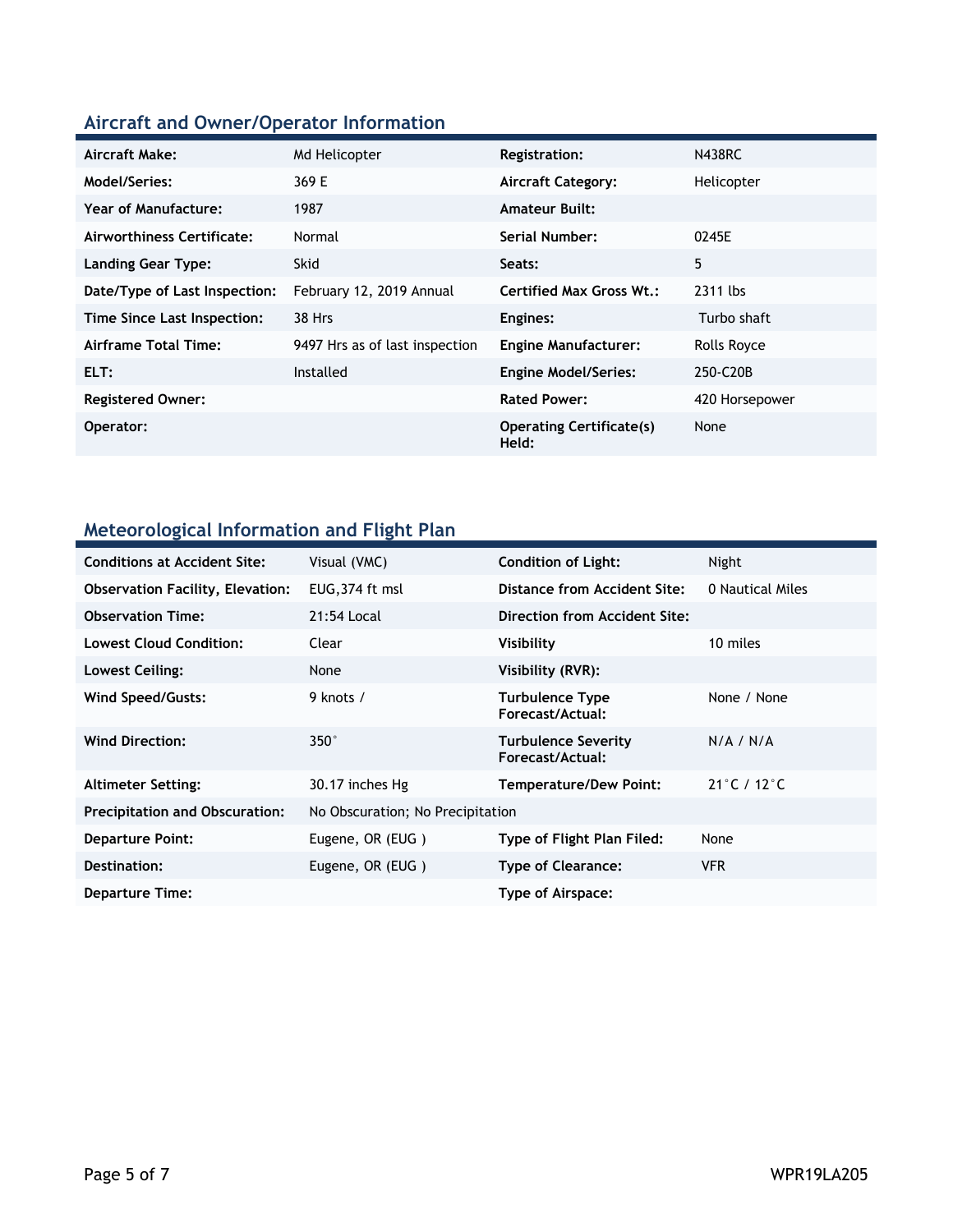## Aircraft and Owner/Operator Information

| | | | |
|---|---|---|---|
| **Aircraft Make:** | Md Helicopter | **Registration:** | N438RC |
| **Model/Series:** | 369 E | **Aircraft Category:** | Helicopter |
| **Year of Manufacture:** | 1987 | **Amateur Built:** | |
| **Airworthiness Certificate:** | Normal | **Serial Number:** | 0245E |
| **Landing Gear Type:** | Skid | **Seats:** | 5 |
| **Date/Type of Last Inspection:** | February 12, 2019 Annual | **Certified Max Gross Wt.:** | 2311 lbs |
| **Time Since Last Inspection:** | 38 Hrs | **Engines:** | Turbo shaft |
| **Airframe Total Time:** | 9497 Hrs as of last inspection | **Engine Manufacturer:** | Rolls Royce |
| **ELT:** | Installed | **Engine Model/Series:** | 250-C20B |
| **Registered Owner:** | | **Rated Power:** | 420 Horsepower |
| **Operator:** | | **Operating Certificate(s) Held:** | None |

## Meteorological Information and Flight Plan

| | | | |
|---|---|---|---|
| **Conditions at Accident Site:** | Visual (VMC) | **Condition of Light:** | Night |
| **Observation Facility, Elevation:** | EUG,374 ft msl | **Distance from Accident Site:** | 0 Nautical Miles |
| **Observation Time:** | 21:54 Local | **Direction from Accident Site:** | |
| **Lowest Cloud Condition:** | Clear | **Visibility** | 10 miles |
| **Lowest Ceiling:** | None | **Visibility (RVR):** | |
| **Wind Speed/Gusts:** | 9 knots / | **Turbulence Type Forecast/Actual:** | None / None |
| **Wind Direction:** | 350° | **Turbulence Severity Forecast/Actual:** | N/A / N/A |
| **Altimeter Setting:** | 30.17 inches Hg | **Temperature/Dew Point:** | 21°C / 12°C |
| **Precipitation and Obscuration:** | No Obscuration; No Precipitation | | |
| **Departure Point:** | Eugene, OR (EUG ) | **Type of Flight Plan Filed:** | None |
| **Destination:** | Eugene, OR (EUG ) | **Type of Clearance:** | VFR |
| **Departure Time:** | | **Type of Airspace:** | |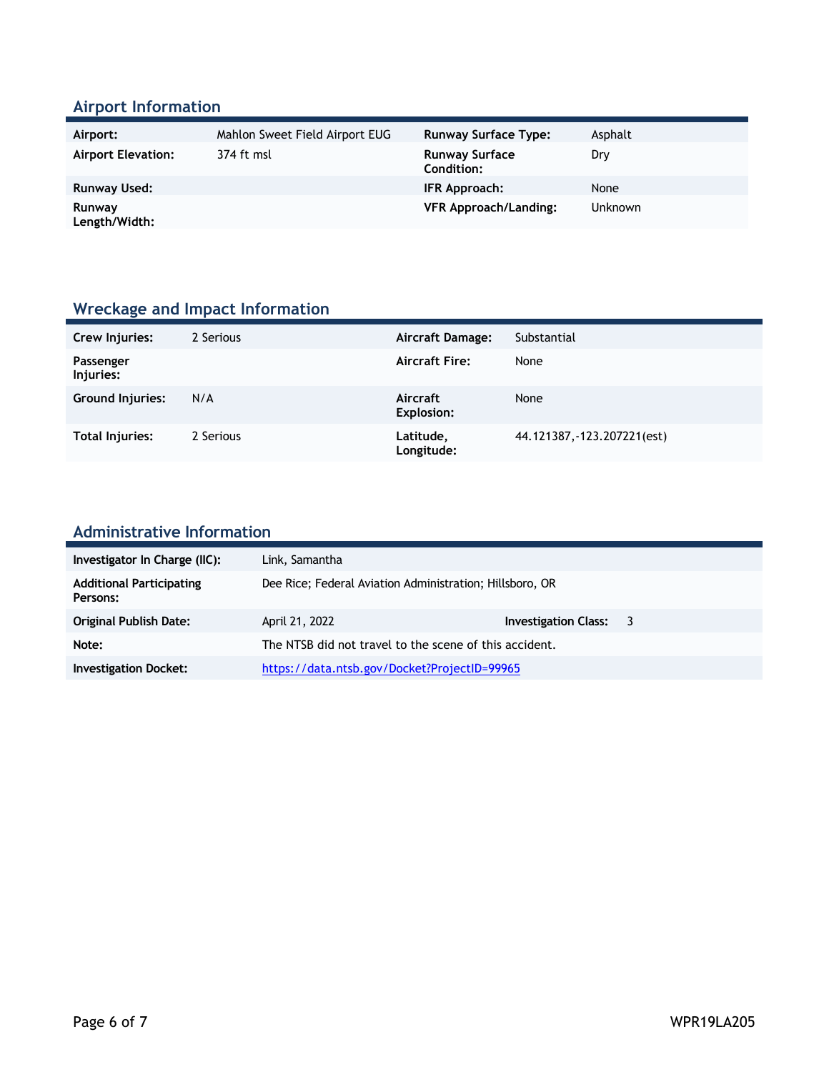## Airport Information

| | | | |
|---|---|---|---|
| **Airport:** | Mahlon Sweet Field Airport EUG | **Runway Surface Type:** | Asphalt |
| **Airport Elevation:** | 374 ft msl | **Runway Surface Condition:** | Dry |
| **Runway Used:** | | **IFR Approach:** | None |
| **Runway Length/Width:** | | **VFR Approach/Landing:** | Unknown |

## Wreckage and Impact Information

| | | | |
|---|---|---|---|
| **Crew Injuries:** | 2 Serious | **Aircraft Damage:** | Substantial |
| **Passenger Injuries:** | | **Aircraft Fire:** | None |
| **Ground Injuries:** | N/A | **Aircraft Explosion:** | None |
| **Total Injuries:** | 2 Serious | **Latitude, Longitude:** | 44.121387,-123.207221(est) |

## Administrative Information

| | | | |
|---|---|---|---|
| **Investigator In Charge (IIC):** | Link, Samantha | | |
| **Additional Participating Persons:** | Dee Rice; Federal Aviation Administration; Hillsboro, OR | | |
| **Original Publish Date:** | April 21, 2022 | **Investigation Class:** | 3 |
| **Note:** | The NTSB did not travel to the scene of this accident. | | |
| **Investigation Docket:** | https://data.ntsb.gov/Docket?ProjectID=99965 | | |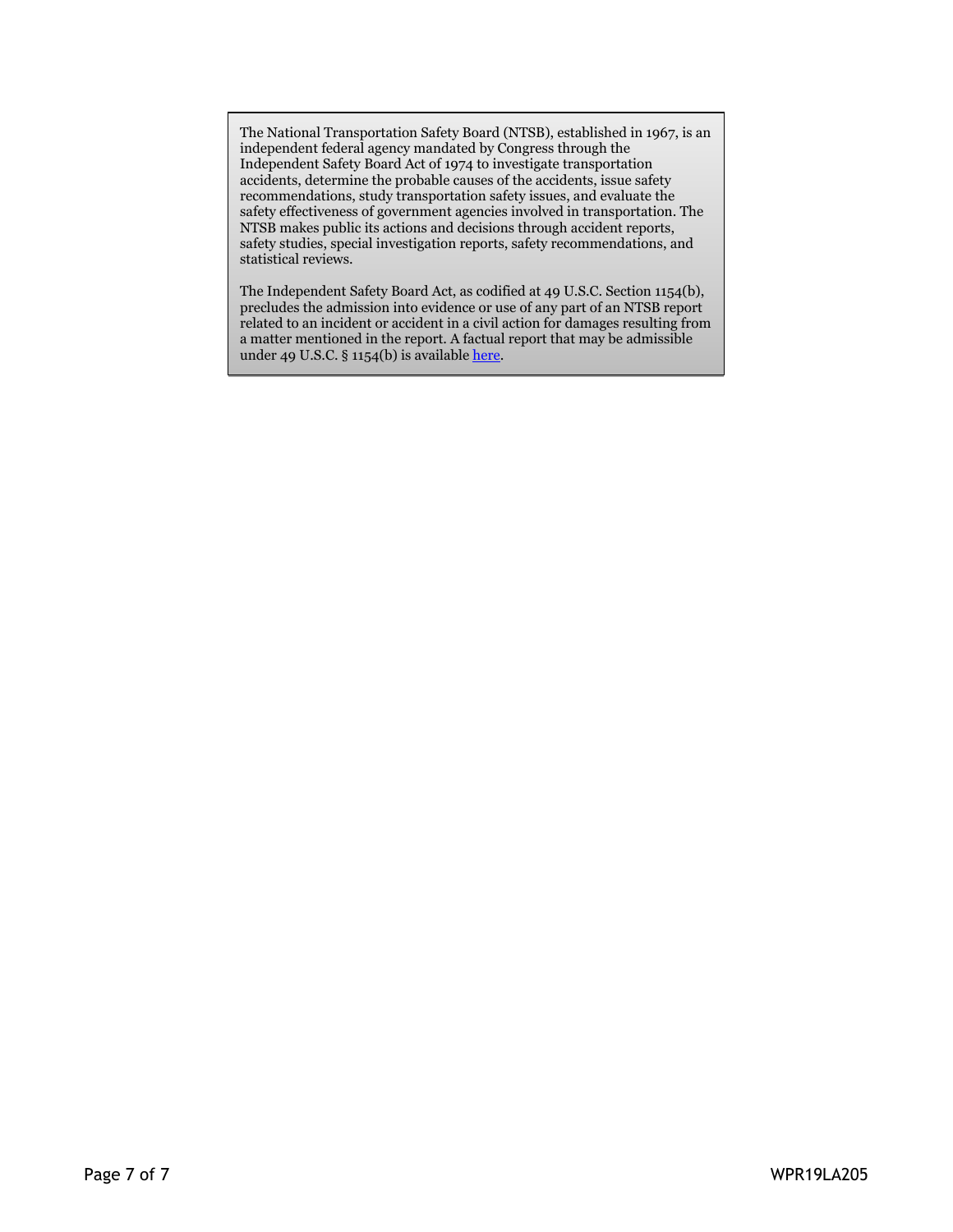The National Transportation Safety Board (NTSB), established in 1967, is an independent federal agency mandated by Congress through the Independent Safety Board Act of 1974 to investigate transportation accidents, determine the probable causes of the accidents, issue safety recommendations, study transportation safety issues, and evaluate the safety effectiveness of government agencies involved in transportation. The NTSB makes public its actions and decisions through accident reports, safety studies, special investigation reports, safety recommendations, and statistical reviews.

The Independent Safety Board Act, as codified at 49 U.S.C. Section 1154(b), precludes the admission into evidence or use of any part of an NTSB report related to an incident or accident in a civil action for damages resulting from a matter mentioned in the report. A factual report that may be admissible under 49 U.S.C. § 1154(b) is available here.